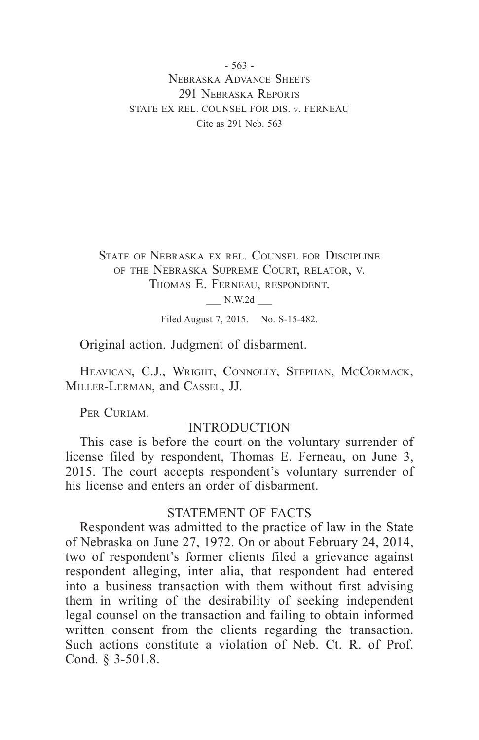State of Nebraska ex rel. Counsel for Discipline of the Nebraska Supreme Court, relator, v. Thomas E. Ferneau, respondent.

___ N.W.2d ___

Filed August 7, 2015. No. S-15-482.

Original action. Judgment of disbarment.

Heavican, C.J., Wright, Connolly, Stephan, McCormack, Miller-Lerman, and Cassel, JJ.

Per Curiam.

## INTRODUCTION

This case is before the court on the voluntary surrender of license filed by respondent, Thomas E. Ferneau, on June 3, 2015. The court accepts respondent's voluntary surrender of his license and enters an order of disbarment.

## STATEMENT OF FACTS

Respondent was admitted to the practice of law in the State of Nebraska on June 27, 1972. On or about February 24, 2014, two of respondent's former clients filed a grievance against respondent alleging, inter alia, that respondent had entered into a business transaction with them without first advising them in writing of the desirability of seeking independent legal counsel on the transaction and failing to obtain informed written consent from the clients regarding the transaction. Such actions constitute a violation of Neb. Ct. R. of Prof. Cond. § 3-501.8.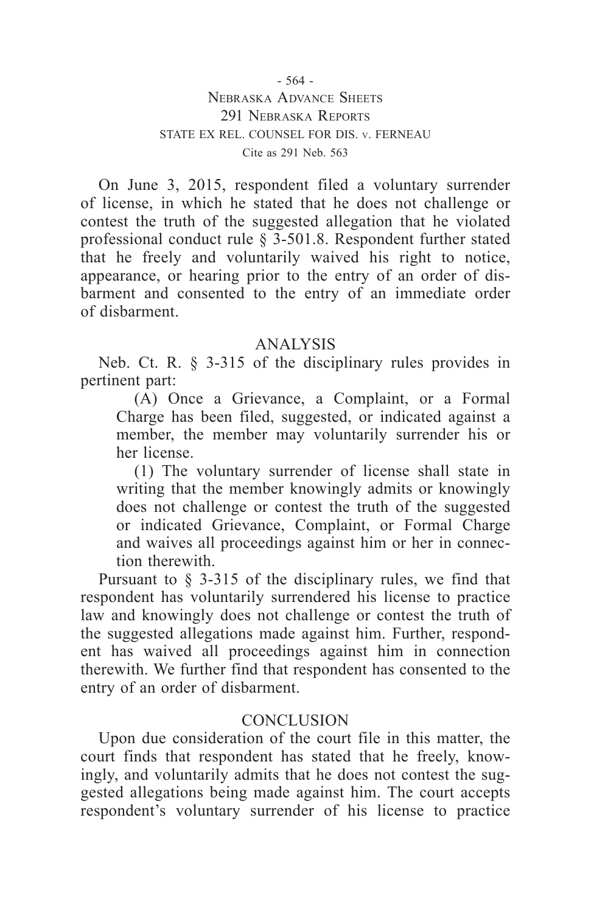On June 3, 2015, respondent filed a voluntary surrender of license, in which he stated that he does not challenge or contest the truth of the suggested allegation that he violated professional conduct rule § 3-501.8. Respondent further stated that he freely and voluntarily waived his right to notice, appearance, or hearing prior to the entry of an order of disbarment and consented to the entry of an immediate order of disbarment.

## ANALYSIS

Neb. Ct. R. § 3-315 of the disciplinary rules provides in pertinent part:

> (A) Once a Grievance, a Complaint, or a Formal Charge has been filed, suggested, or indicated against a member, the member may voluntarily surrender his or her license.
>
> (1) The voluntary surrender of license shall state in writing that the member knowingly admits or knowingly does not challenge or contest the truth of the suggested or indicated Grievance, Complaint, or Formal Charge and waives all proceedings against him or her in connection therewith.

Pursuant to § 3-315 of the disciplinary rules, we find that respondent has voluntarily surrendered his license to practice law and knowingly does not challenge or contest the truth of the suggested allegations made against him. Further, respondent has waived all proceedings against him in connection therewith. We further find that respondent has consented to the entry of an order of disbarment.

## CONCLUSION

Upon due consideration of the court file in this matter, the court finds that respondent has stated that he freely, knowingly, and voluntarily admits that he does not contest the suggested allegations being made against him. The court accepts respondent's voluntary surrender of his license to practice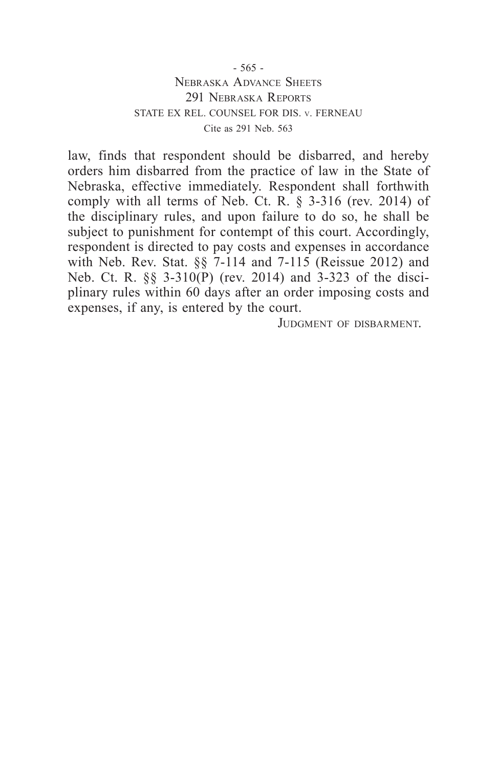law, finds that respondent should be disbarred, and hereby orders him disbarred from the practice of law in the State of Nebraska, effective immediately. Respondent shall forthwith comply with all terms of Neb. Ct. R. § 3-316 (rev. 2014) of the disciplinary rules, and upon failure to do so, he shall be subject to punishment for contempt of this court. Accordingly, respondent is directed to pay costs and expenses in accordance with Neb. Rev. Stat. §§ 7-114 and 7-115 (Reissue 2012) and Neb. Ct. R. §§ 3-310(P) (rev. 2014) and 3-323 of the disciplinary rules within 60 days after an order imposing costs and expenses, if any, is entered by the court.

Judgment of disbarment.